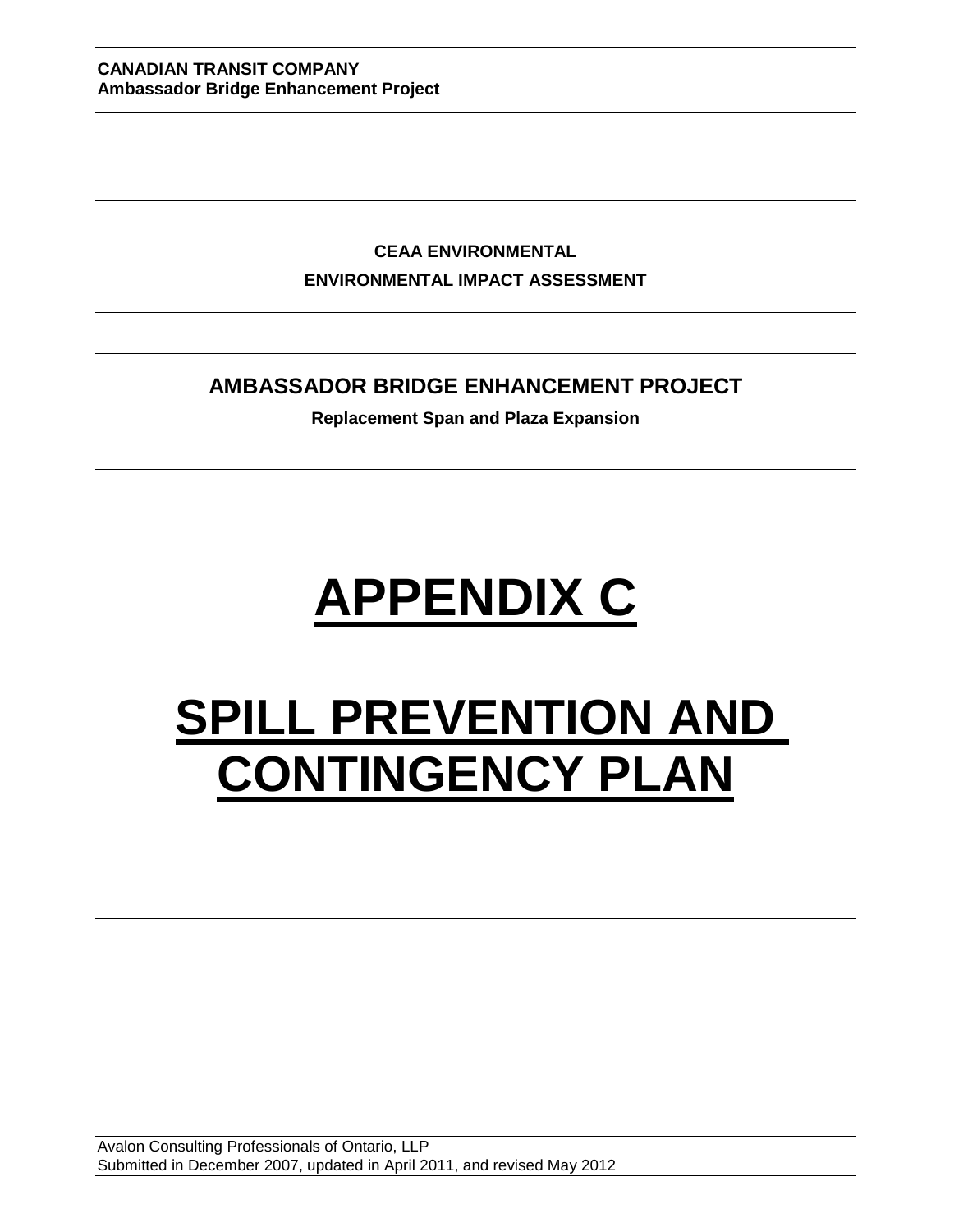**CANADIAN TRANSIT COMPANY**
**Ambassador Bridge Enhancement Project**

**CEAA ENVIRONMENTAL**

**ENVIRONMENTAL IMPACT ASSESSMENT**

## AMBASSADOR BRIDGE ENHANCEMENT PROJECT

**Replacement Span and Plaza Expansion**

# APPENDIX C

# SPILL PREVENTION AND CONTINGENCY PLAN

Avalon Consulting Professionals of Ontario, LLP
Submitted in December 2007, updated in April 2011, and revised May 2012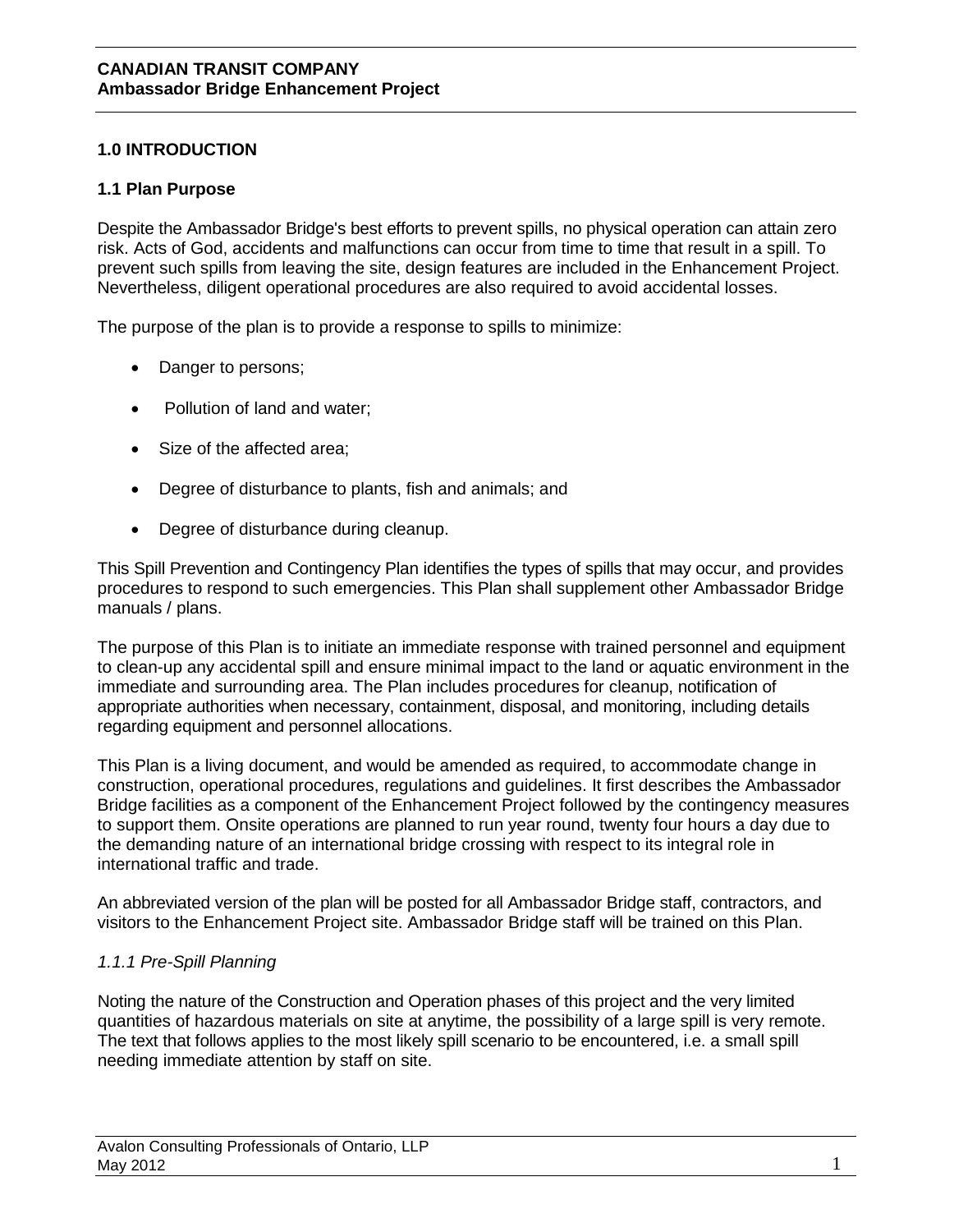# 1.0 INTRODUCTION

## 1.1 Plan Purpose

Despite the Ambassador Bridge's best efforts to prevent spills, no physical operation can attain zero risk. Acts of God, accidents and malfunctions can occur from time to time that result in a spill. To prevent such spills from leaving the site, design features are included in the Enhancement Project. Nevertheless, diligent operational procedures are also required to avoid accidental losses.

The purpose of the plan is to provide a response to spills to minimize:

- Danger to persons;
- Pollution of land and water;
- Size of the affected area;
- Degree of disturbance to plants, fish and animals; and
- Degree of disturbance during cleanup.

This Spill Prevention and Contingency Plan identifies the types of spills that may occur, and provides procedures to respond to such emergencies. This Plan shall supplement other Ambassador Bridge manuals / plans.

The purpose of this Plan is to initiate an immediate response with trained personnel and equipment to clean-up any accidental spill and ensure minimal impact to the land or aquatic environment in the immediate and surrounding area. The Plan includes procedures for cleanup, notification of appropriate authorities when necessary, containment, disposal, and monitoring, including details regarding equipment and personnel allocations.

This Plan is a living document, and would be amended as required, to accommodate change in construction, operational procedures, regulations and guidelines. It first describes the Ambassador Bridge facilities as a component of the Enhancement Project followed by the contingency measures to support them. Onsite operations are planned to run year round, twenty four hours a day due to the demanding nature of an international bridge crossing with respect to its integral role in international traffic and trade.

An abbreviated version of the plan will be posted for all Ambassador Bridge staff, contractors, and visitors to the Enhancement Project site. Ambassador Bridge staff will be trained on this Plan.

### *1.1.1 Pre-Spill Planning*

Noting the nature of the Construction and Operation phases of this project and the very limited quantities of hazardous materials on site at anytime, the possibility of a large spill is very remote. The text that follows applies to the most likely spill scenario to be encountered, i.e. a small spill needing immediate attention by staff on site.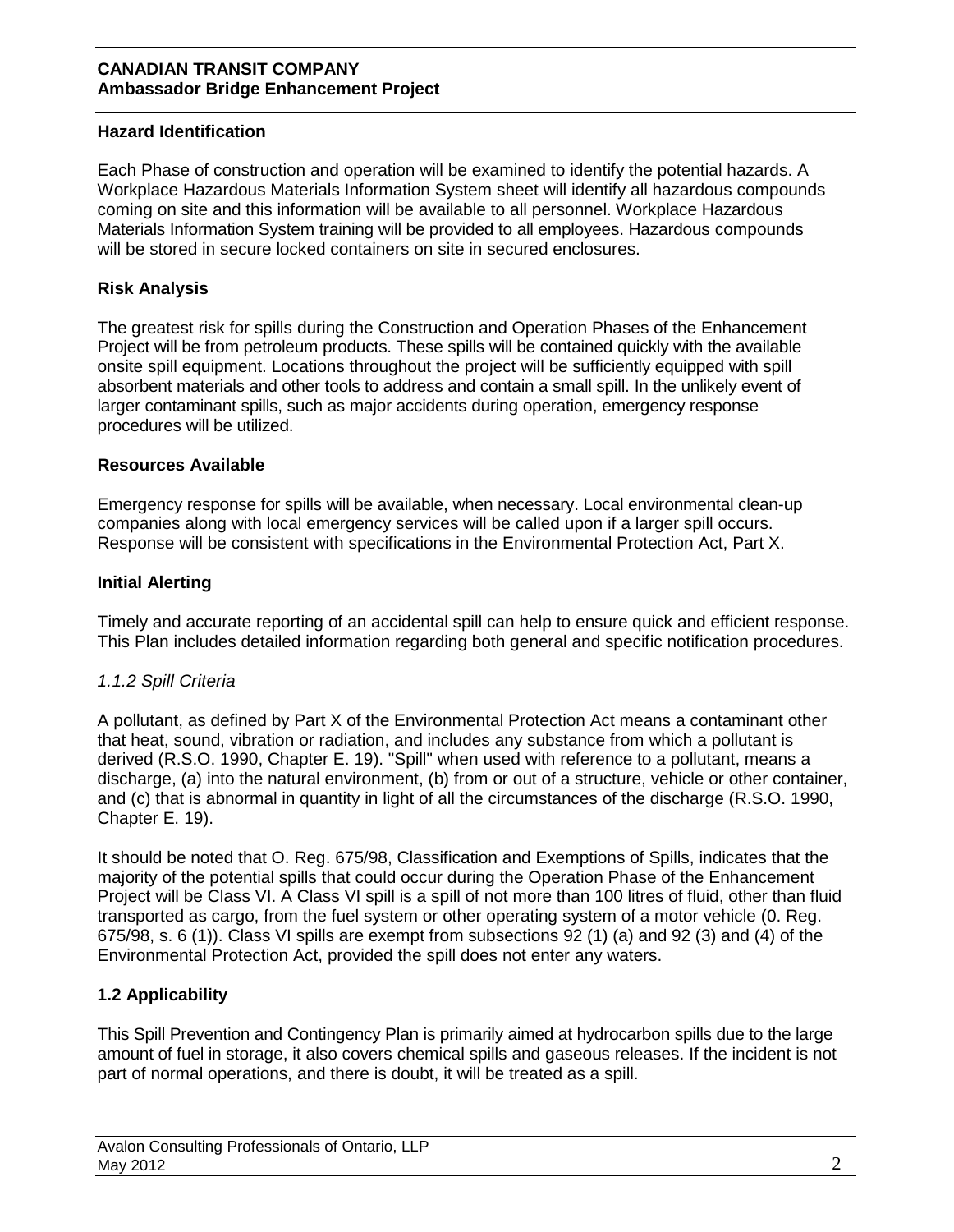**Hazard Identification**

Each Phase of construction and operation will be examined to identify the potential hazards. A Workplace Hazardous Materials Information System sheet will identify all hazardous compounds coming on site and this information will be available to all personnel. Workplace Hazardous Materials Information System training will be provided to all employees. Hazardous compounds will be stored in secure locked containers on site in secured enclosures.

**Risk Analysis**

The greatest risk for spills during the Construction and Operation Phases of the Enhancement Project will be from petroleum products. These spills will be contained quickly with the available onsite spill equipment. Locations throughout the project will be sufficiently equipped with spill absorbent materials and other tools to address and contain a small spill. In the unlikely event of larger contaminant spills, such as major accidents during operation, emergency response procedures will be utilized.

**Resources Available**

Emergency response for spills will be available, when necessary. Local environmental clean-up companies along with local emergency services will be called upon if a larger spill occurs. Response will be consistent with specifications in the Environmental Protection Act, Part X.

**Initial Alerting**

Timely and accurate reporting of an accidental spill can help to ensure quick and efficient response. This Plan includes detailed information regarding both general and specific notification procedures.

### *1.1.2 Spill Criteria*

A pollutant, as defined by Part X of the Environmental Protection Act means a contaminant other that heat, sound, vibration or radiation, and includes any substance from which a pollutant is derived (R.S.O. 1990, Chapter E. 19). "Spill" when used with reference to a pollutant, means a discharge, (a) into the natural environment, (b) from or out of a structure, vehicle or other container, and (c) that is abnormal in quantity in light of all the circumstances of the discharge (R.S.O. 1990, Chapter E. 19).

It should be noted that O. Reg. 675/98, Classification and Exemptions of Spills, indicates that the majority of the potential spills that could occur during the Operation Phase of the Enhancement Project will be Class VI. A Class VI spill is a spill of not more than 100 litres of fluid, other than fluid transported as cargo, from the fuel system or other operating system of a motor vehicle (0. Reg. 675/98, s. 6 (1)). Class VI spills are exempt from subsections 92 (1) (a) and 92 (3) and (4) of the Environmental Protection Act, provided the spill does not enter any waters.

## 1.2 Applicability

This Spill Prevention and Contingency Plan is primarily aimed at hydrocarbon spills due to the large amount of fuel in storage, it also covers chemical spills and gaseous releases. If the incident is not part of normal operations, and there is doubt, it will be treated as a spill.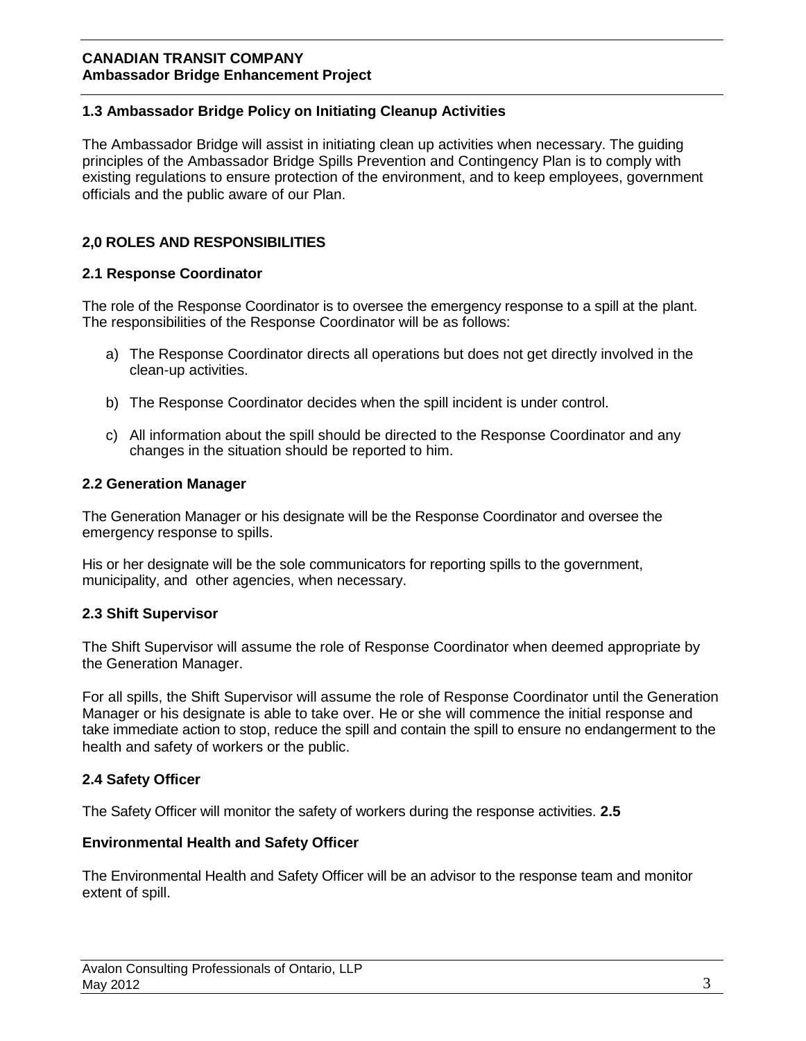### 1.3 Ambassador Bridge Policy on Initiating Cleanup Activities

The Ambassador Bridge will assist in initiating clean up activities when necessary. The guiding principles of the Ambassador Bridge Spills Prevention and Contingency Plan is to comply with existing regulations to ensure protection of the environment, and to keep employees, government officials and the public aware of our Plan.

## 2,0 ROLES AND RESPONSIBILITIES

### 2.1 Response Coordinator

The role of the Response Coordinator is to oversee the emergency response to a spill at the plant. The responsibilities of the Response Coordinator will be as follows:

a) The Response Coordinator directs all operations but does not get directly involved in the clean-up activities.

b) The Response Coordinator decides when the spill incident is under control.

c) All information about the spill should be directed to the Response Coordinator and any changes in the situation should be reported to him.

### 2.2 Generation Manager

The Generation Manager or his designate will be the Response Coordinator and oversee the emergency response to spills.

His or her designate will be the sole communicators for reporting spills to the government, municipality, and other agencies, when necessary.

### 2.3 Shift Supervisor

The Shift Supervisor will assume the role of Response Coordinator when deemed appropriate by the Generation Manager.

For all spills, the Shift Supervisor will assume the role of Response Coordinator until the Generation Manager or his designate is able to take over. He or she will commence the initial response and take immediate action to stop, reduce the spill and contain the spill to ensure no endangerment to the health and safety of workers or the public.

### 2.4 Safety Officer

The Safety Officer will monitor the safety of workers during the response activities. **2.5**

### Environmental Health and Safety Officer

The Environmental Health and Safety Officer will be an advisor to the response team and monitor extent of spill.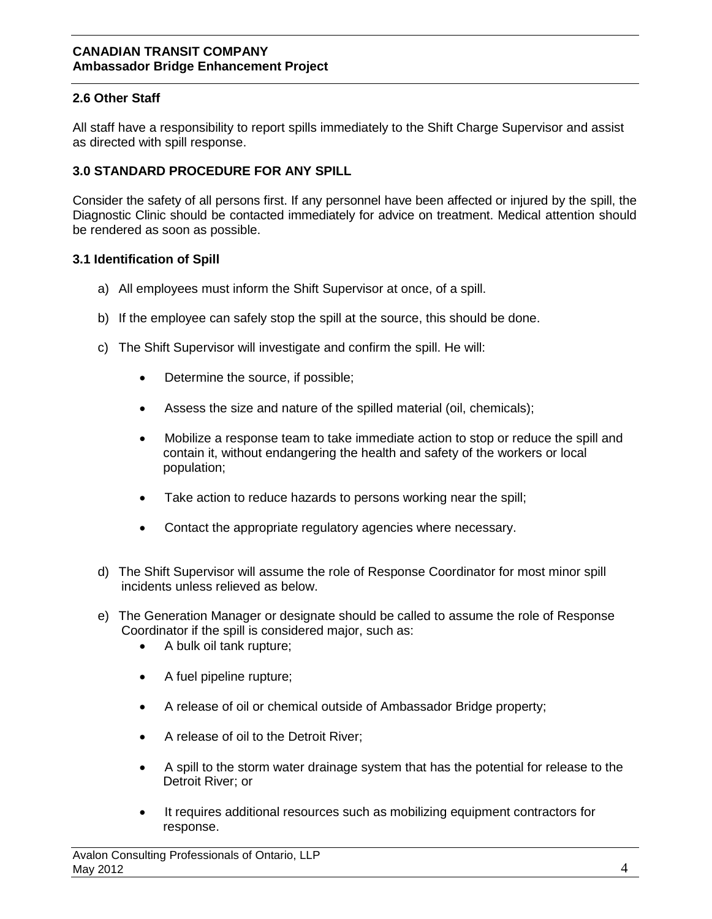### 2.6 Other Staff

All staff have a responsibility to report spills immediately to the Shift Charge Supervisor and assist as directed with spill response.

## 3.0 STANDARD PROCEDURE FOR ANY SPILL

Consider the safety of all persons first. If any personnel have been affected or injured by the spill, the Diagnostic Clinic should be contacted immediately for advice on treatment. Medical attention should be rendered as soon as possible.

### 3.1 Identification of Spill

a) All employees must inform the Shift Supervisor at once, of a spill.

b) If the employee can safely stop the spill at the source, this should be done.

c) The Shift Supervisor will investigate and confirm the spill. He will:

- Determine the source, if possible;
- Assess the size and nature of the spilled material (oil, chemicals);
- Mobilize a response team to take immediate action to stop or reduce the spill and contain it, without endangering the health and safety of the workers or local population;
- Take action to reduce hazards to persons working near the spill;
- Contact the appropriate regulatory agencies where necessary.

d) The Shift Supervisor will assume the role of Response Coordinator for most minor spill incidents unless relieved as below.

e) The Generation Manager or designate should be called to assume the role of Response Coordinator if the spill is considered major, such as:

- A bulk oil tank rupture;
- A fuel pipeline rupture;
- A release of oil or chemical outside of Ambassador Bridge property;
- A release of oil to the Detroit River;
- A spill to the storm water drainage system that has the potential for release to the Detroit River; or
- It requires additional resources such as mobilizing equipment contractors for response.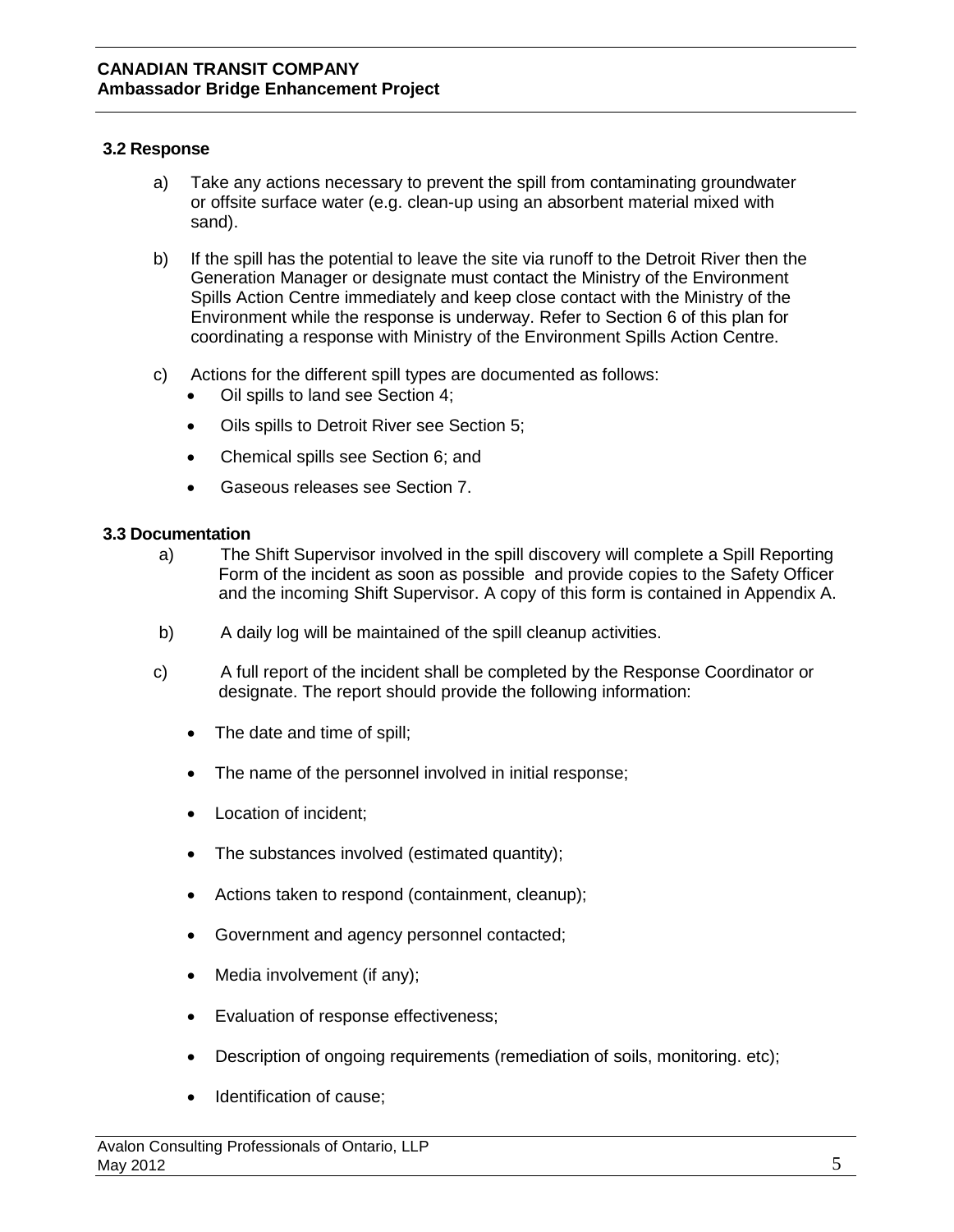### 3.2 Response

a) Take any actions necessary to prevent the spill from contaminating groundwater or offsite surface water (e.g. clean-up using an absorbent material mixed with sand).

b) If the spill has the potential to leave the site via runoff to the Detroit River then the Generation Manager or designate must contact the Ministry of the Environment Spills Action Centre immediately and keep close contact with the Ministry of the Environment while the response is underway. Refer to Section 6 of this plan for coordinating a response with Ministry of the Environment Spills Action Centre.

c) Actions for the different spill types are documented as follows:
   - Oil spills to land see Section 4;
   - Oils spills to Detroit River see Section 5;
   - Chemical spills see Section 6; and
   - Gaseous releases see Section 7.

### 3.3 Documentation

a) The Shift Supervisor involved in the spill discovery will complete a Spill Reporting Form of the incident as soon as possible and provide copies to the Safety Officer and the incoming Shift Supervisor. A copy of this form is contained in Appendix A.

b) A daily log will be maintained of the spill cleanup activities.

c) A full report of the incident shall be completed by the Response Coordinator or designate. The report should provide the following information:
   - The date and time of spill;
   - The name of the personnel involved in initial response;
   - Location of incident;
   - The substances involved (estimated quantity);
   - Actions taken to respond (containment, cleanup);
   - Government and agency personnel contacted;
   - Media involvement (if any);
   - Evaluation of response effectiveness;
   - Description of ongoing requirements (remediation of soils, monitoring. etc);
   - Identification of cause;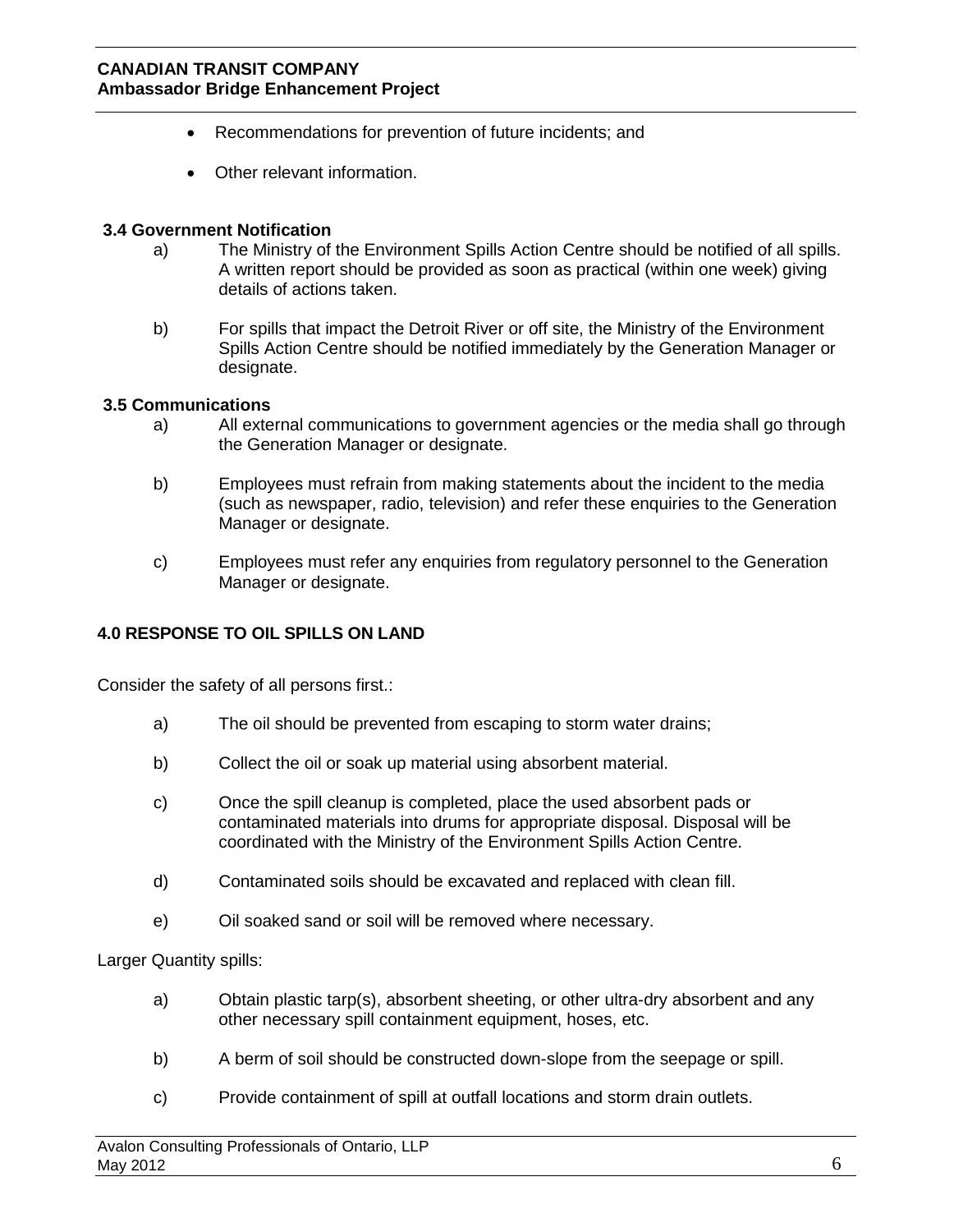- Recommendations for prevention of future incidents; and
- Other relevant information.

### 3.4 Government Notification

a) The Ministry of the Environment Spills Action Centre should be notified of all spills. A written report should be provided as soon as practical (within one week) giving details of actions taken.

b) For spills that impact the Detroit River or off site, the Ministry of the Environment Spills Action Centre should be notified immediately by the Generation Manager or designate.

### 3.5 Communications

a) All external communications to government agencies or the media shall go through the Generation Manager or designate.

b) Employees must refrain from making statements about the incident to the media (such as newspaper, radio, television) and refer these enquiries to the Generation Manager or designate.

c) Employees must refer any enquiries from regulatory personnel to the Generation Manager or designate.

## 4.0 RESPONSE TO OIL SPILLS ON LAND

Consider the safety of all persons first.:

a) The oil should be prevented from escaping to storm water drains;

b) Collect the oil or soak up material using absorbent material.

c) Once the spill cleanup is completed, place the used absorbent pads or contaminated materials into drums for appropriate disposal. Disposal will be coordinated with the Ministry of the Environment Spills Action Centre.

d) Contaminated soils should be excavated and replaced with clean fill.

e) Oil soaked sand or soil will be removed where necessary.

Larger Quantity spills:

a) Obtain plastic tarp(s), absorbent sheeting, or other ultra-dry absorbent and any other necessary spill containment equipment, hoses, etc.

b) A berm of soil should be constructed down-slope from the seepage or spill.

c) Provide containment of spill at outfall locations and storm drain outlets.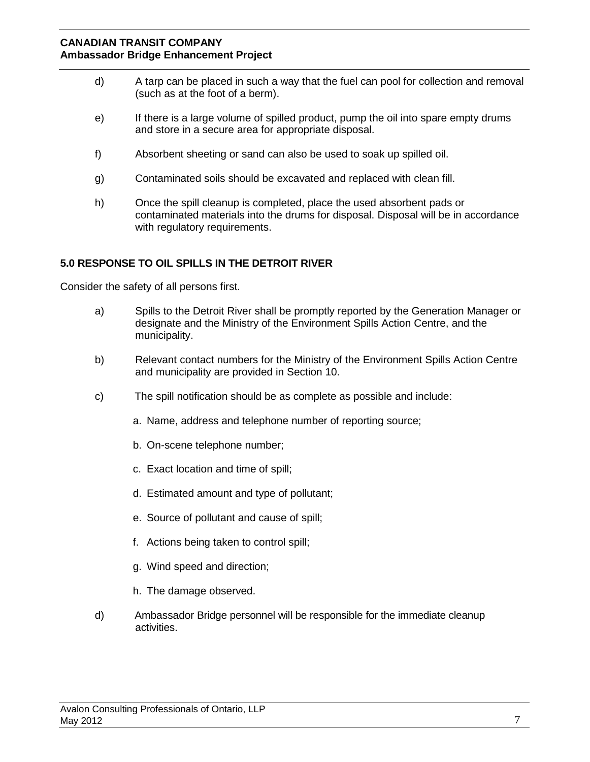d) A tarp can be placed in such a way that the fuel can pool for collection and removal (such as at the foot of a berm).

e) If there is a large volume of spilled product, pump the oil into spare empty drums and store in a secure area for appropriate disposal.

f) Absorbent sheeting or sand can also be used to soak up spilled oil.

g) Contaminated soils should be excavated and replaced with clean fill.

h) Once the spill cleanup is completed, place the used absorbent pads or contaminated materials into the drums for disposal. Disposal will be in accordance with regulatory requirements.

## 5.0 RESPONSE TO OIL SPILLS IN THE DETROIT RIVER

Consider the safety of all persons first.

a) Spills to the Detroit River shall be promptly reported by the Generation Manager or designate and the Ministry of the Environment Spills Action Centre, and the municipality.

b) Relevant contact numbers for the Ministry of the Environment Spills Action Centre and municipality are provided in Section 10.

c) The spill notification should be as complete as possible and include:

   a. Name, address and telephone number of reporting source;

   b. On-scene telephone number;

   c. Exact location and time of spill;

   d. Estimated amount and type of pollutant;

   e. Source of pollutant and cause of spill;

   f. Actions being taken to control spill;

   g. Wind speed and direction;

   h. The damage observed.

d) Ambassador Bridge personnel will be responsible for the immediate cleanup activities.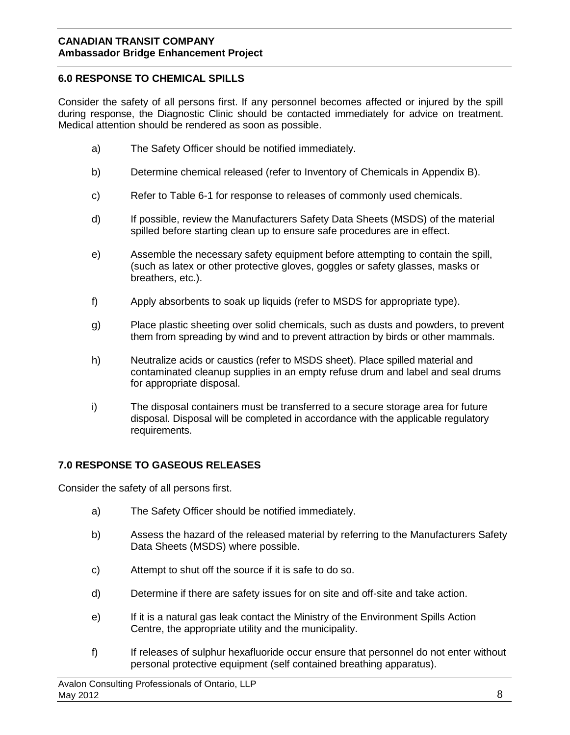## 6.0 RESPONSE TO CHEMICAL SPILLS

Consider the safety of all persons first. If any personnel becomes affected or injured by the spill during response, the Diagnostic Clinic should be contacted immediately for advice on treatment. Medical attention should be rendered as soon as possible.

a) The Safety Officer should be notified immediately.

b) Determine chemical released (refer to Inventory of Chemicals in Appendix B).

c) Refer to Table 6-1 for response to releases of commonly used chemicals.

d) If possible, review the Manufacturers Safety Data Sheets (MSDS) of the material spilled before starting clean up to ensure safe procedures are in effect.

e) Assemble the necessary safety equipment before attempting to contain the spill, (such as latex or other protective gloves, goggles or safety glasses, masks or breathers, etc.).

f) Apply absorbents to soak up liquids (refer to MSDS for appropriate type).

g) Place plastic sheeting over solid chemicals, such as dusts and powders, to prevent them from spreading by wind and to prevent attraction by birds or other mammals.

h) Neutralize acids or caustics (refer to MSDS sheet). Place spilled material and contaminated cleanup supplies in an empty refuse drum and label and seal drums for appropriate disposal.

i) The disposal containers must be transferred to a secure storage area for future disposal. Disposal will be completed in accordance with the applicable regulatory requirements.

## 7.0 RESPONSE TO GASEOUS RELEASES

Consider the safety of all persons first.

a) The Safety Officer should be notified immediately.

b) Assess the hazard of the released material by referring to the Manufacturers Safety Data Sheets (MSDS) where possible.

c) Attempt to shut off the source if it is safe to do so.

d) Determine if there are safety issues for on site and off-site and take action.

e) If it is a natural gas leak contact the Ministry of the Environment Spills Action Centre, the appropriate utility and the municipality.

f) If releases of sulphur hexafluoride occur ensure that personnel do not enter without personal protective equipment (self contained breathing apparatus).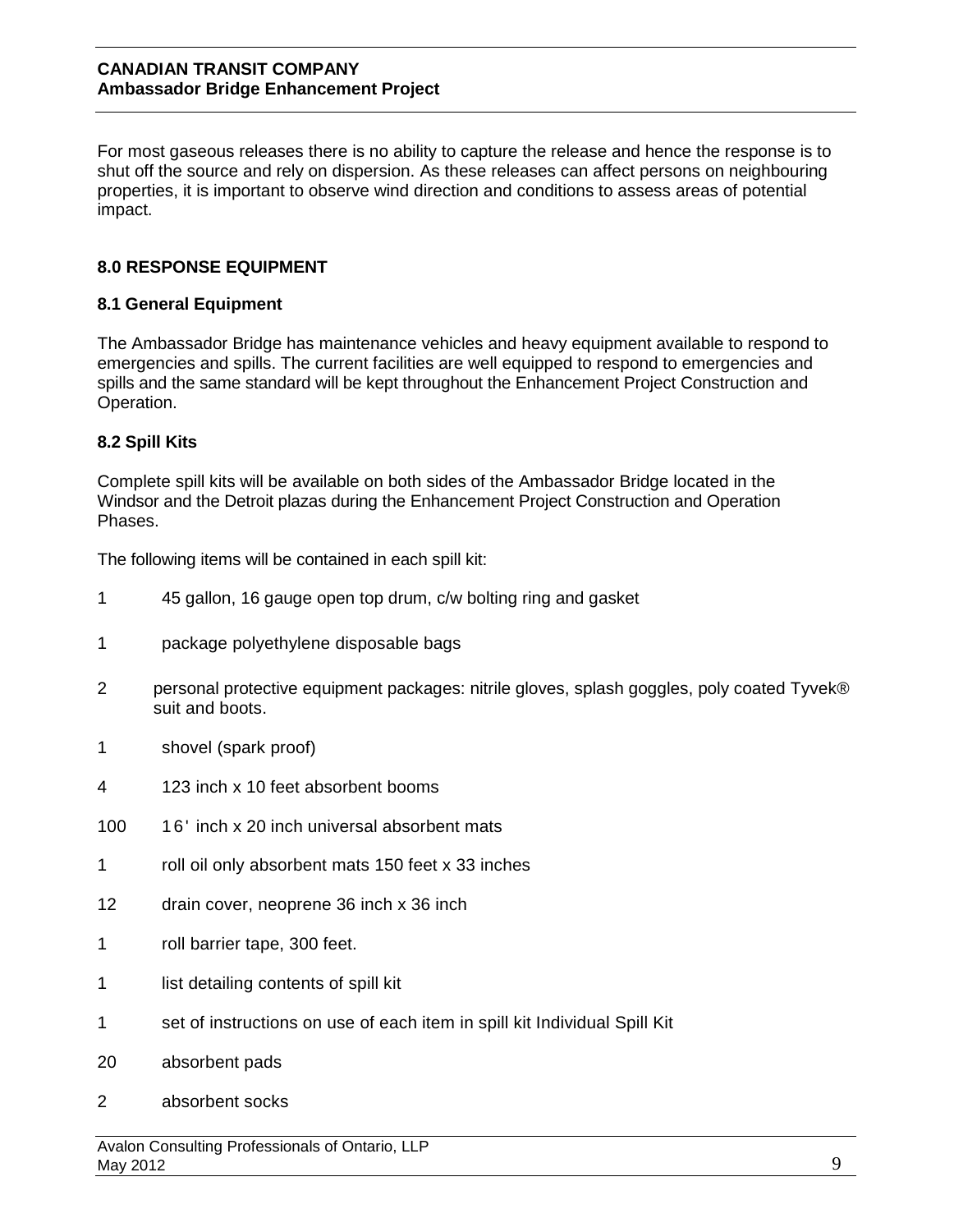For most gaseous releases there is no ability to capture the release and hence the response is to shut off the source and rely on dispersion. As these releases can affect persons on neighbouring properties, it is important to observe wind direction and conditions to assess areas of potential impact.

## 8.0 RESPONSE EQUIPMENT

### 8.1 General Equipment

The Ambassador Bridge has maintenance vehicles and heavy equipment available to respond to emergencies and spills. The current facilities are well equipped to respond to emergencies and spills and the same standard will be kept throughout the Enhancement Project Construction and Operation.

### 8.2 Spill Kits

Complete spill kits will be available on both sides of the Ambassador Bridge located in the Windsor and the Detroit plazas during the Enhancement Project Construction and Operation Phases.

The following items will be contained in each spill kit:

- 1 45 gallon, 16 gauge open top drum, c/w bolting ring and gasket
- 1 package polyethylene disposable bags
- 2 personal protective equipment packages: nitrile gloves, splash goggles, poly coated Tyvek® suit and boots.
- 1 shovel (spark proof)
- 4 123 inch x 10 feet absorbent booms
- 100 16' inch x 20 inch universal absorbent mats
- 1 roll oil only absorbent mats 150 feet x 33 inches
- 12 drain cover, neoprene 36 inch x 36 inch
- 1 roll barrier tape, 300 feet.
- 1 list detailing contents of spill kit
- 1 set of instructions on use of each item in spill kit Individual Spill Kit
- 20 absorbent pads
- 2 absorbent socks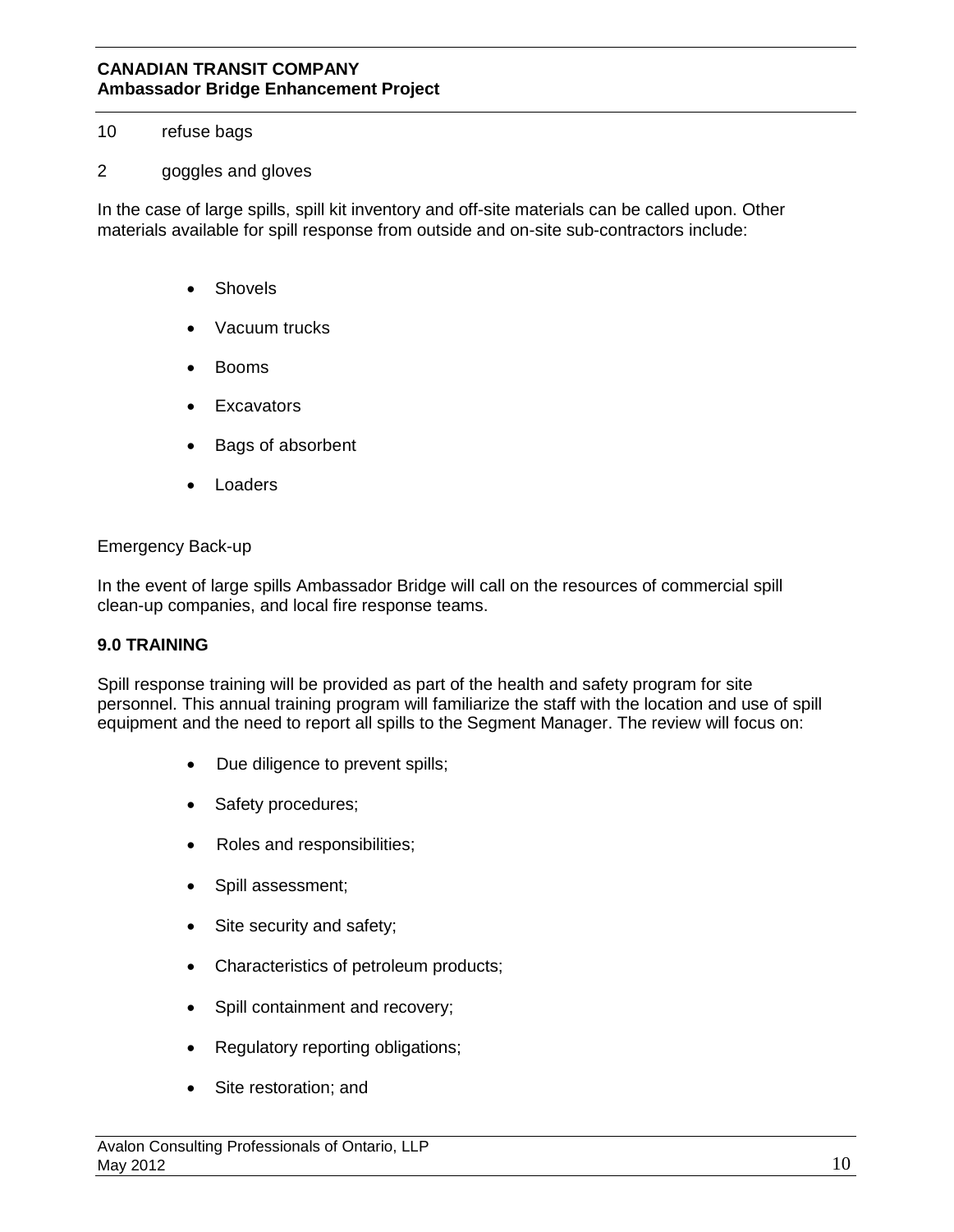10 refuse bags

2 goggles and gloves

In the case of large spills, spill kit inventory and off-site materials can be called upon. Other materials available for spill response from outside and on-site sub-contractors include:

- Shovels
- Vacuum trucks
- Booms
- Excavators
- Bags of absorbent
- Loaders

Emergency Back-up

In the event of large spills Ambassador Bridge will call on the resources of commercial spill clean-up companies, and local fire response teams.

## 9.0 TRAINING

Spill response training will be provided as part of the health and safety program for site personnel. This annual training program will familiarize the staff with the location and use of spill equipment and the need to report all spills to the Segment Manager. The review will focus on:

- Due diligence to prevent spills;
- Safety procedures;
- Roles and responsibilities;
- Spill assessment;
- Site security and safety;
- Characteristics of petroleum products;
- Spill containment and recovery;
- Regulatory reporting obligations;
- Site restoration; and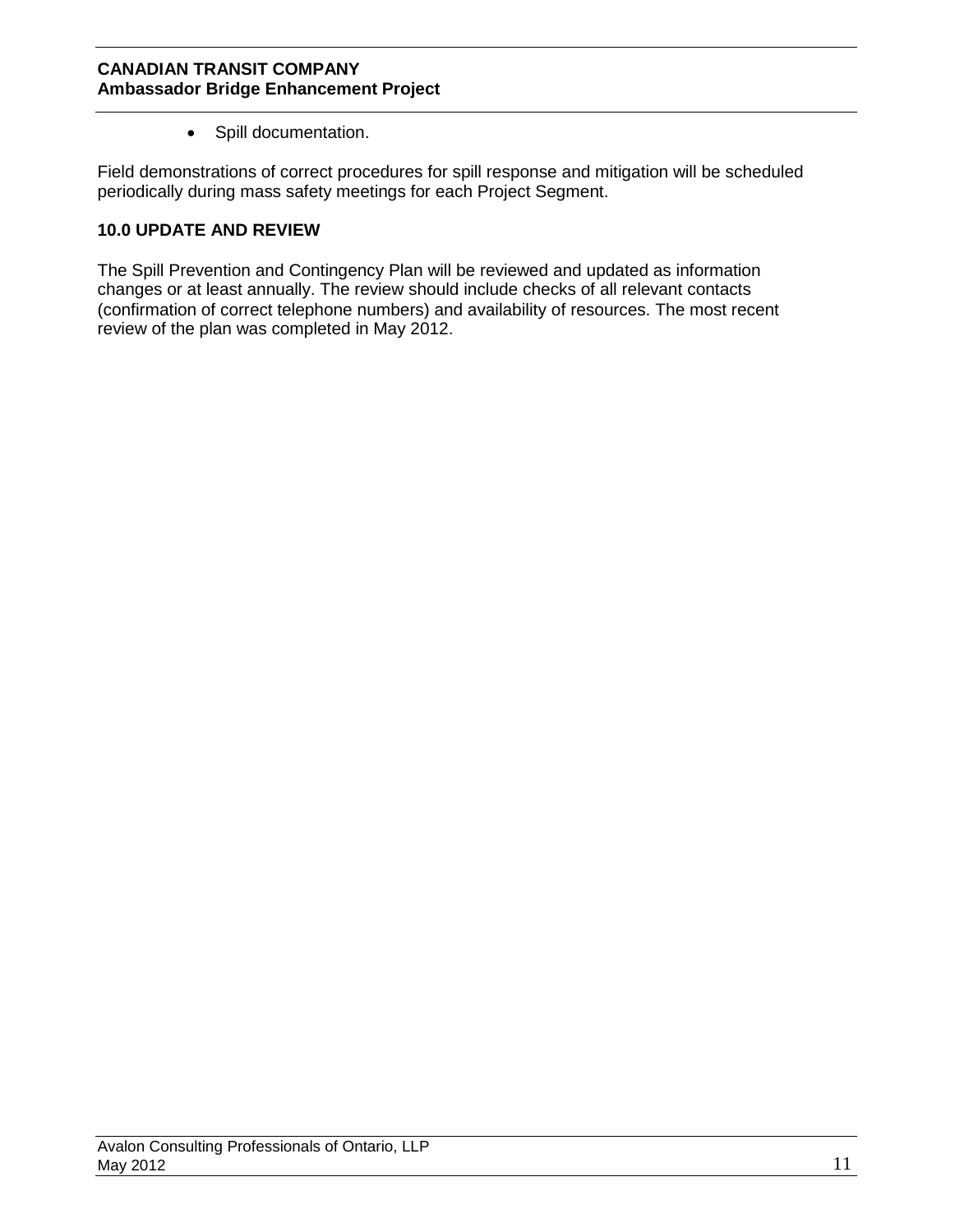- Spill documentation.

Field demonstrations of correct procedures for spill response and mitigation will be scheduled periodically during mass safety meetings for each Project Segment.

## 10.0 UPDATE AND REVIEW

The Spill Prevention and Contingency Plan will be reviewed and updated as information changes or at least annually. The review should include checks of all relevant contacts (confirmation of correct telephone numbers) and availability of resources. The most recent review of the plan was completed in May 2012.